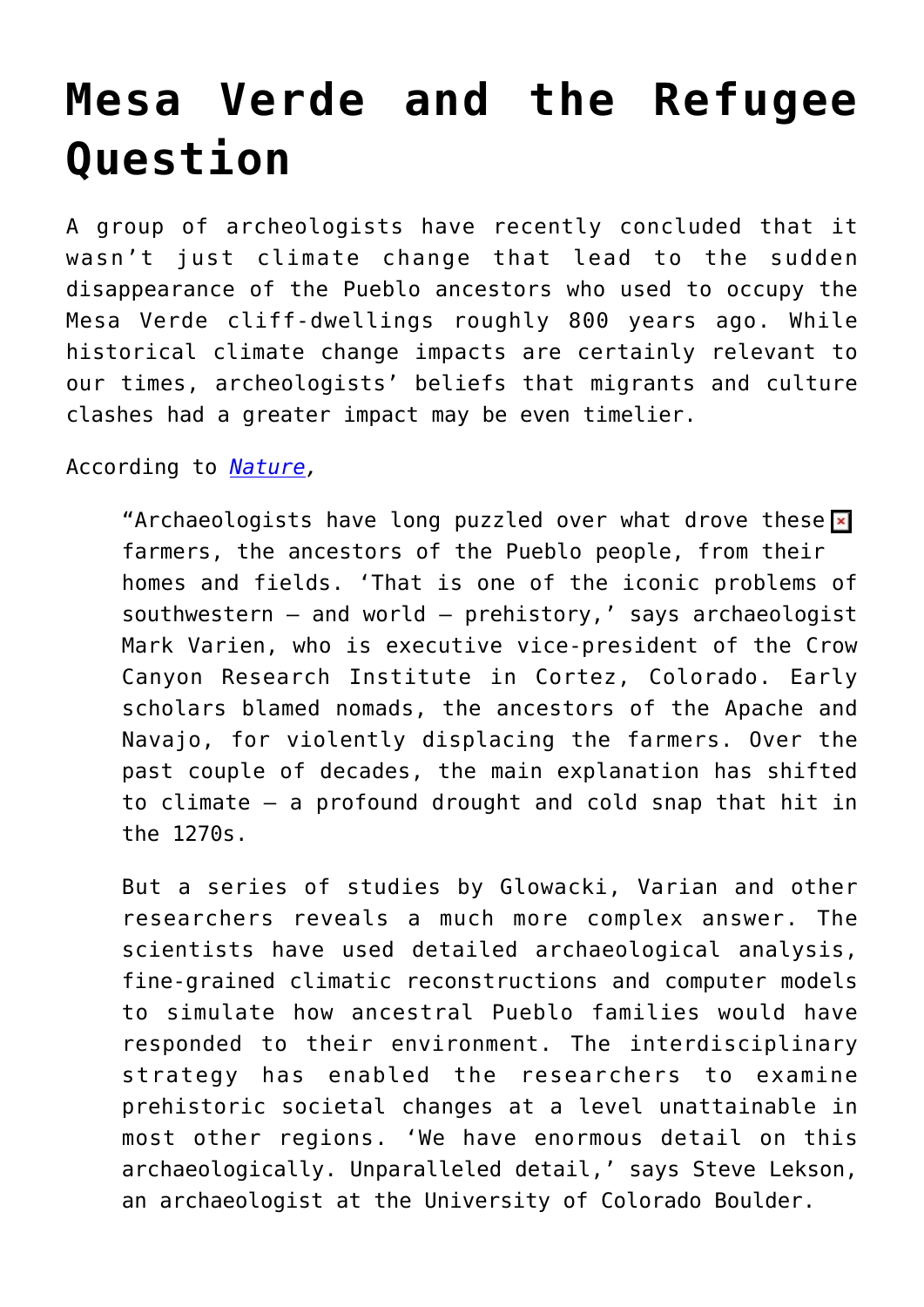# Mesa Verde and the Refugee Question

A group of archeologists have recently concluded that it wasn't just climate change that lead to the sudden disappearance of the Pueblo ancestors who used to occupy the Mesa Verde cliff-dwellings roughly 800 years ago. While historical climate change impacts are certainly relevant to our times, archeologists' beliefs that migrants and culture clashes had a greater impact may be even timelier.

According to *[Nature](Nature)*,

> "Archaeologists have long puzzled over what drove these farmers, the ancestors of the Pueblo people, from their homes and fields. 'That is one of the iconic problems of southwestern — and world — prehistory,' says archaeologist Mark Varien, who is executive vice-president of the Crow Canyon Research Institute in Cortez, Colorado. Early scholars blamed nomads, the ancestors of the Apache and Navajo, for violently displacing the farmers. Over the past couple of decades, the main explanation has shifted to climate — a profound drought and cold snap that hit in the 1270s.
>
> But a series of studies by Glowacki, Varian and other researchers reveals a much more complex answer. The scientists have used detailed archaeological analysis, fine-grained climatic reconstructions and computer models to simulate how ancestral Pueblo families would have responded to their environment. The interdisciplinary strategy has enabled the researchers to examine prehistoric societal changes at a level unattainable in most other regions. 'We have enormous detail on this archaeologically. Unparalleled detail,' says Steve Lekson, an archaeologist at the University of Colorado Boulder.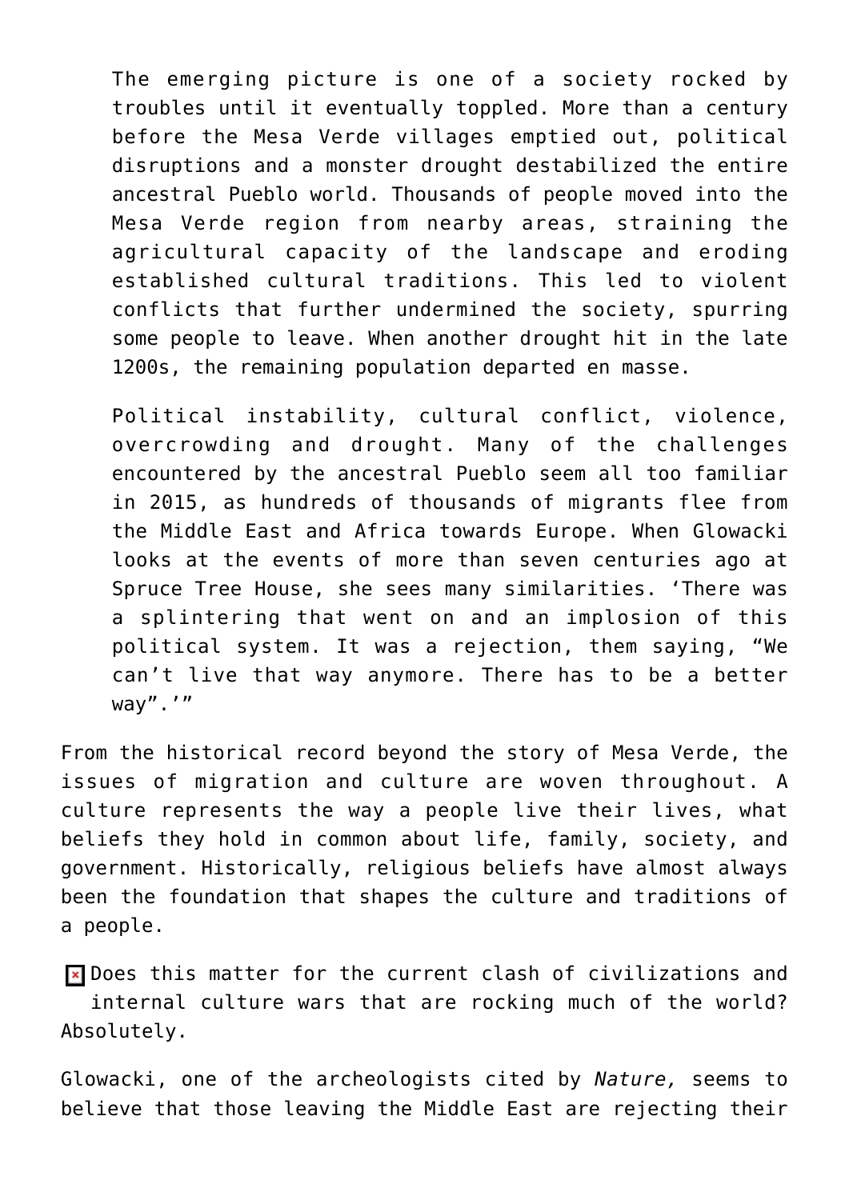> The emerging picture is one of a society rocked by troubles until it eventually toppled. More than a century before the Mesa Verde villages emptied out, political disruptions and a monster drought destabilized the entire ancestral Pueblo world. Thousands of people moved into the Mesa Verde region from nearby areas, straining the agricultural capacity of the landscape and eroding established cultural traditions. This led to violent conflicts that further undermined the society, spurring some people to leave. When another drought hit in the late 1200s, the remaining population departed en masse.
>
> Political instability, cultural conflict, violence, overcrowding and drought. Many of the challenges encountered by the ancestral Pueblo seem all too familiar in 2015, as hundreds of thousands of migrants flee from the Middle East and Africa towards Europe. When Glowacki looks at the events of more than seven centuries ago at Spruce Tree House, she sees many similarities. 'There was a splintering that went on and an implosion of this political system. It was a rejection, them saying, "We can't live that way anymore. There has to be a better way".'"

From the historical record beyond the story of Mesa Verde, the issues of migration and culture are woven throughout. A culture represents the way a people live their lives, what beliefs they hold in common about life, family, society, and government. Historically, religious beliefs have almost always been the foundation that shapes the culture and traditions of a people.

Does this matter for the current clash of civilizations and internal culture wars that are rocking much of the world? Absolutely.

Glowacki, one of the archeologists cited by *Nature,* seems to believe that those leaving the Middle East are rejecting their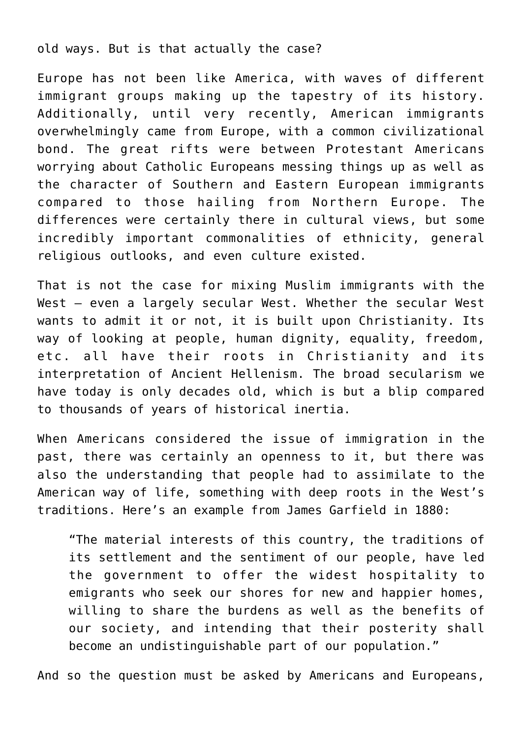old ways. But is that actually the case?

Europe has not been like America, with waves of different immigrant groups making up the tapestry of its history. Additionally, until very recently, American immigrants overwhelmingly came from Europe, with a common civilizational bond. The great rifts were between Protestant Americans worrying about Catholic Europeans messing things up as well as the character of Southern and Eastern European immigrants compared to those hailing from Northern Europe. The differences were certainly there in cultural views, but some incredibly important commonalities of ethnicity, general religious outlooks, and even culture existed.

That is not the case for mixing Muslim immigrants with the West – even a largely secular West. Whether the secular West wants to admit it or not, it is built upon Christianity. Its way of looking at people, human dignity, equality, freedom, etc. all have their roots in Christianity and its interpretation of Ancient Hellenism. The broad secularism we have today is only decades old, which is but a blip compared to thousands of years of historical inertia.

When Americans considered the issue of immigration in the past, there was certainly an openness to it, but there was also the understanding that people had to assimilate to the American way of life, something with deep roots in the West's traditions. Here's an example from James Garfield in 1880:

> "The material interests of this country, the traditions of its settlement and the sentiment of our people, have led the government to offer the widest hospitality to emigrants who seek our shores for new and happier homes, willing to share the burdens as well as the benefits of our society, and intending that their posterity shall become an undistinguishable part of our population."

And so the question must be asked by Americans and Europeans,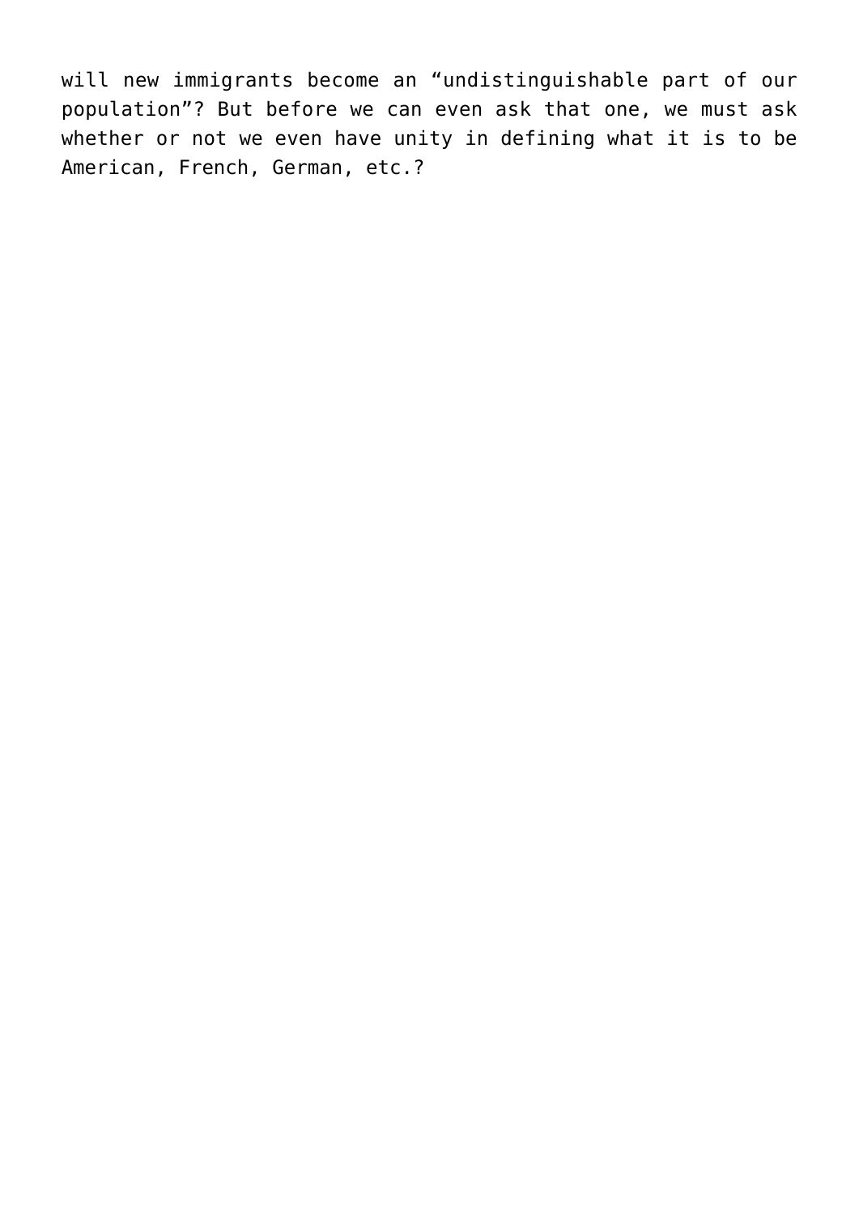will new immigrants become an "undistinguishable part of our population"? But before we can even ask that one, we must ask whether or not we even have unity in defining what it is to be American, French, German, etc.?